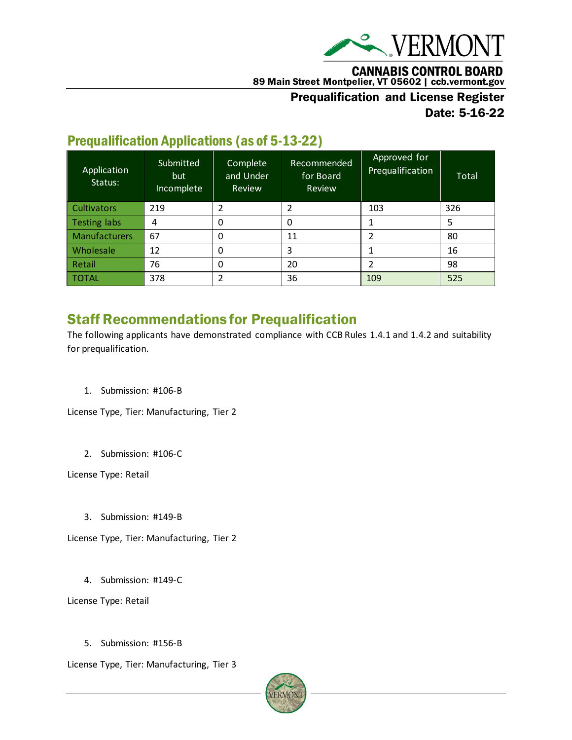**CANNABIS CONTROL BOARD**
**89 Main Street Montpelier, VT 05602 | ccb.vermont.gov**

**Prequalification and License Register**
**Date: 5-16-22**

## Prequalification Applications (as of 5-13-22)

| Application Status: | Submitted but Incomplete | Complete and Under Review | Recommended for Board Review | Approved for Prequalification | Total |
|---|---|---|---|---|---|
| Cultivators | 219 | 2 | 2 | 103 | 326 |
| Testing labs | 4 | 0 | 0 | 1 | 5 |
| Manufacturers | 67 | 0 | 11 | 2 | 80 |
| Wholesale | 12 | 0 | 3 | 1 | 16 |
| Retail | 76 | 0 | 20 | 2 | 98 |
| TOTAL | 378 | 2 | 36 | 109 | 525 |

## Staff Recommendations for Prequalification

The following applicants have demonstrated compliance with CCB Rules 1.4.1 and 1.4.2 and suitability for prequalification.

1. Submission: #106-B

License Type, Tier: Manufacturing, Tier 2

2. Submission: #106-C

License Type: Retail

3. Submission: #149-B

License Type, Tier: Manufacturing, Tier 2

4. Submission: #149-C

License Type: Retail

5. Submission: #156-B

License Type, Tier: Manufacturing, Tier 3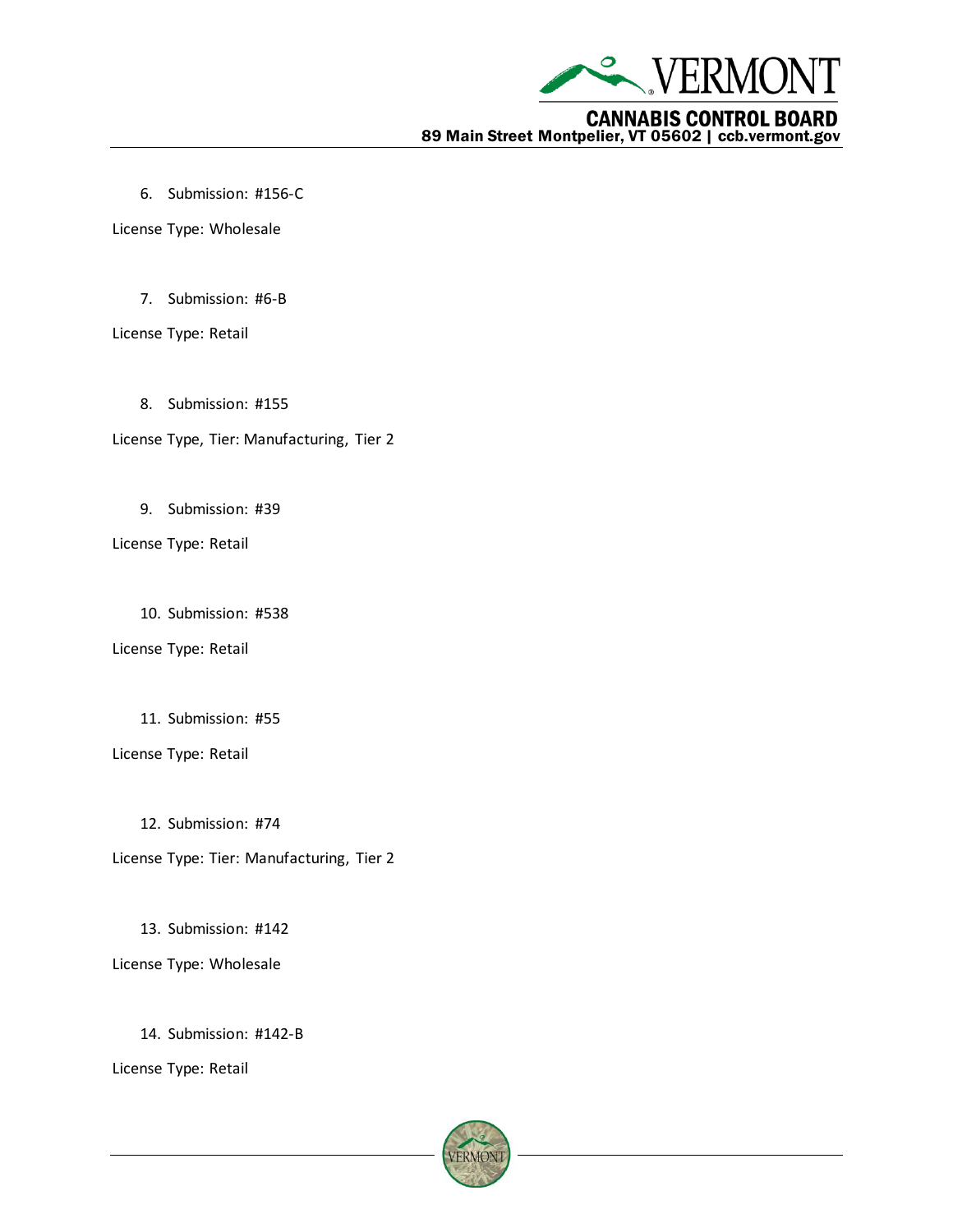6. Submission: #156-C

License Type: Wholesale

7. Submission: #6-B

License Type: Retail

8. Submission: #155

License Type, Tier: Manufacturing, Tier 2

9. Submission: #39

License Type: Retail

10. Submission: #538

License Type: Retail

11. Submission: #55

License Type: Retail

12. Submission: #74

License Type: Tier: Manufacturing, Tier 2

13. Submission: #142

License Type: Wholesale

14. Submission: #142-B

License Type: Retail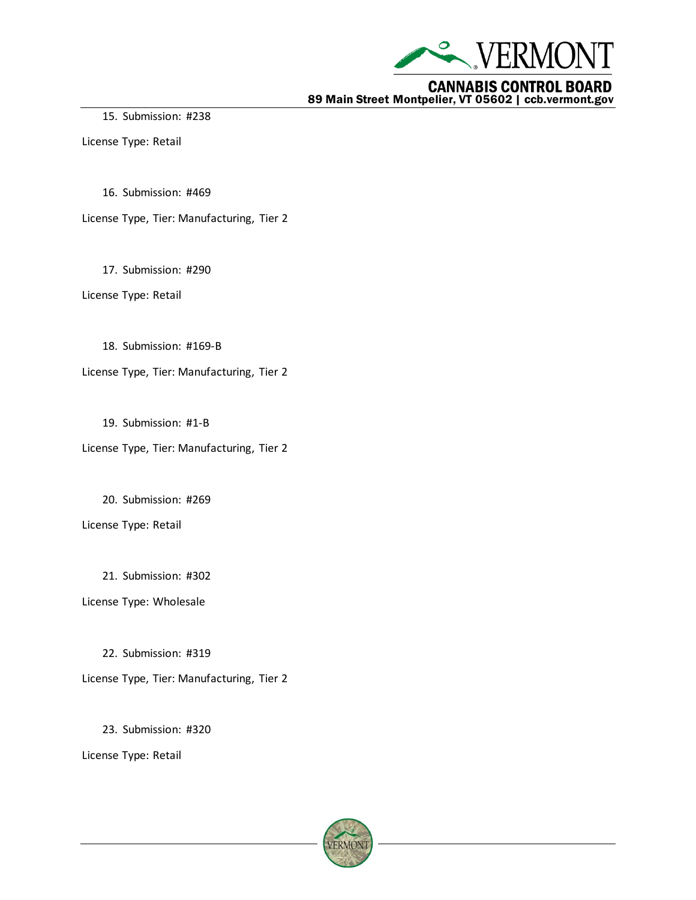15. Submission: #238

License Type: Retail

16. Submission: #469

License Type, Tier: Manufacturing, Tier 2

17. Submission: #290

License Type: Retail

18. Submission: #169-B

License Type, Tier: Manufacturing, Tier 2

19. Submission: #1-B

License Type, Tier: Manufacturing, Tier 2

20. Submission: #269

License Type: Retail

21. Submission: #302

License Type: Wholesale

22. Submission: #319

License Type, Tier: Manufacturing, Tier 2

23. Submission: #320

License Type: Retail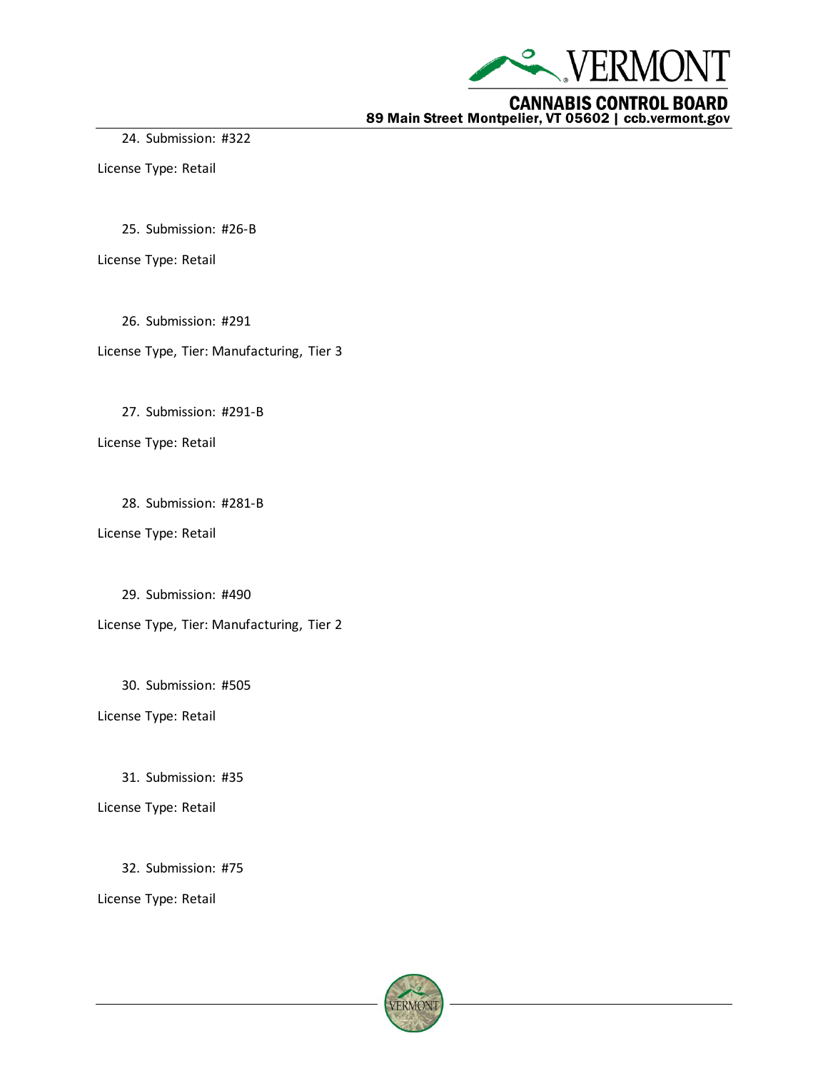24. Submission: #322

License Type: Retail

25. Submission: #26-B

License Type: Retail

26. Submission: #291

License Type, Tier: Manufacturing, Tier 3

27. Submission: #291-B

License Type: Retail

28. Submission: #281-B

License Type: Retail

29. Submission: #490

License Type, Tier: Manufacturing, Tier 2

30. Submission: #505

License Type: Retail

31. Submission: #35

License Type: Retail

32. Submission: #75

License Type: Retail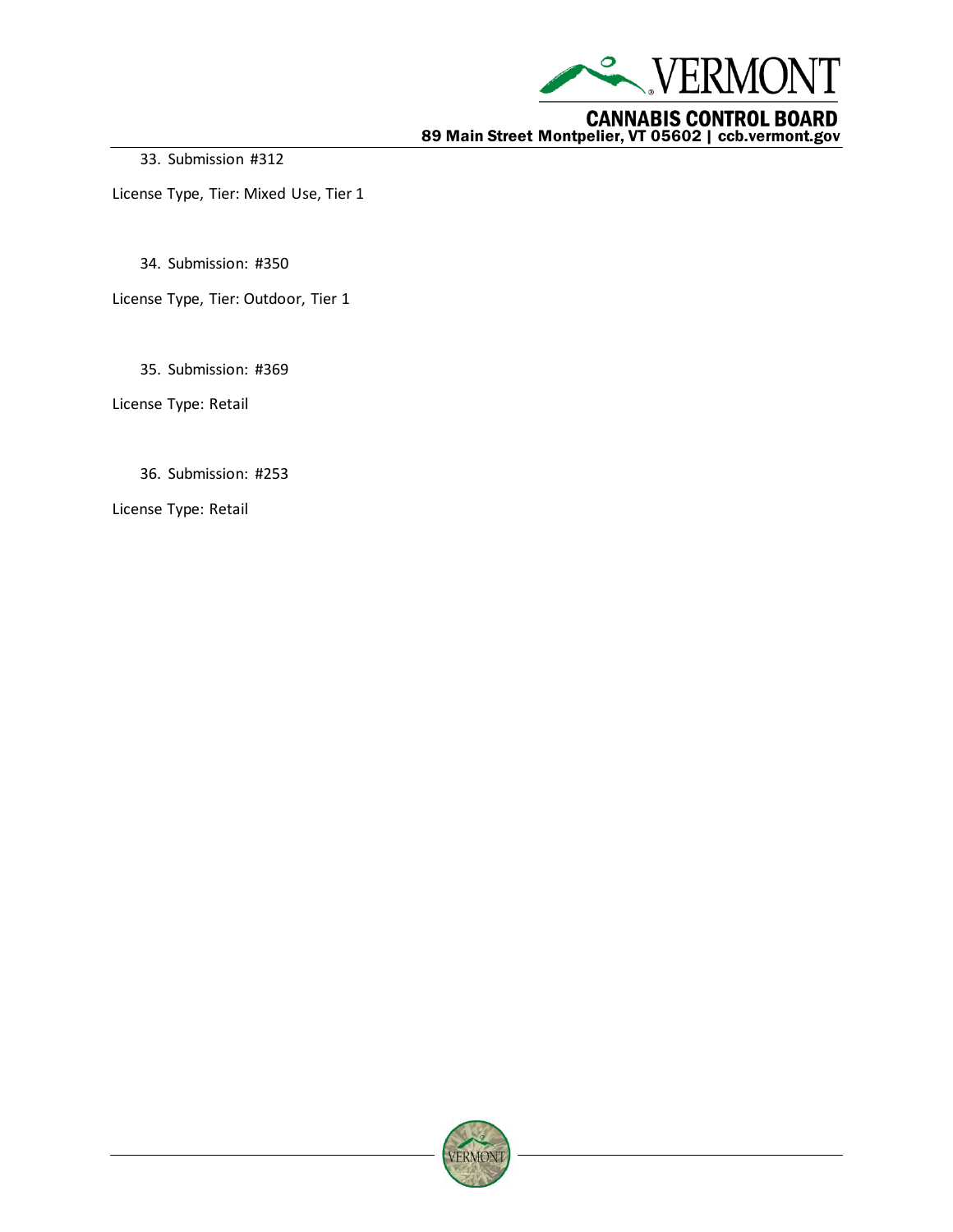33. Submission #312

License Type, Tier: Mixed Use, Tier 1

34. Submission: #350

License Type, Tier: Outdoor, Tier 1

35. Submission: #369

License Type: Retail

36. Submission: #253

License Type: Retail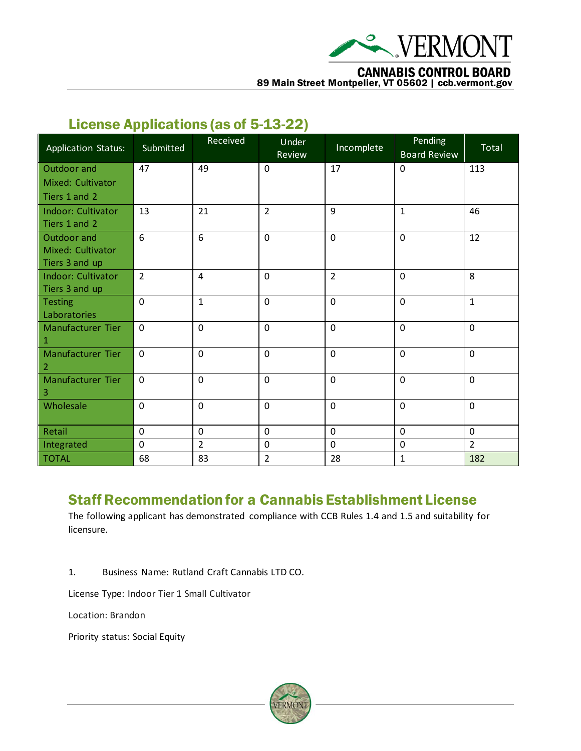## License Applications (as of 5-13-22)

| Application Status: | Submitted | Received | Under Review | Incomplete | Pending Board Review | Total |
|---|---|---|---|---|---|---|
| Outdoor and Mixed: Cultivator Tiers 1 and 2 | 47 | 49 | 0 | 17 | 0 | 113 |
| Indoor: Cultivator Tiers 1 and 2 | 13 | 21 | 2 | 9 | 1 | 46 |
| Outdoor and Mixed: Cultivator Tiers 3 and up | 6 | 6 | 0 | 0 | 0 | 12 |
| Indoor: Cultivator Tiers 3 and up | 2 | 4 | 0 | 2 | 0 | 8 |
| Testing Laboratories | 0 | 1 | 0 | 0 | 0 | 1 |
| Manufacturer Tier 1 | 0 | 0 | 0 | 0 | 0 | 0 |
| Manufacturer Tier 2 | 0 | 0 | 0 | 0 | 0 | 0 |
| Manufacturer Tier 3 | 0 | 0 | 0 | 0 | 0 | 0 |
| Wholesale | 0 | 0 | 0 | 0 | 0 | 0 |
| Retail | 0 | 0 | 0 | 0 | 0 | 0 |
| Integrated | 0 | 2 | 0 | 0 | 0 | 2 |
| TOTAL | 68 | 83 | 2 | 28 | 1 | 182 |

## Staff Recommendation for a Cannabis Establishment License

The following applicant has demonstrated compliance with CCB Rules 1.4 and 1.5 and suitability for licensure.

1. Business Name: Rutland Craft Cannabis LTD CO.

License Type: Indoor Tier 1 Small Cultivator

Location: Brandon

Priority status: Social Equity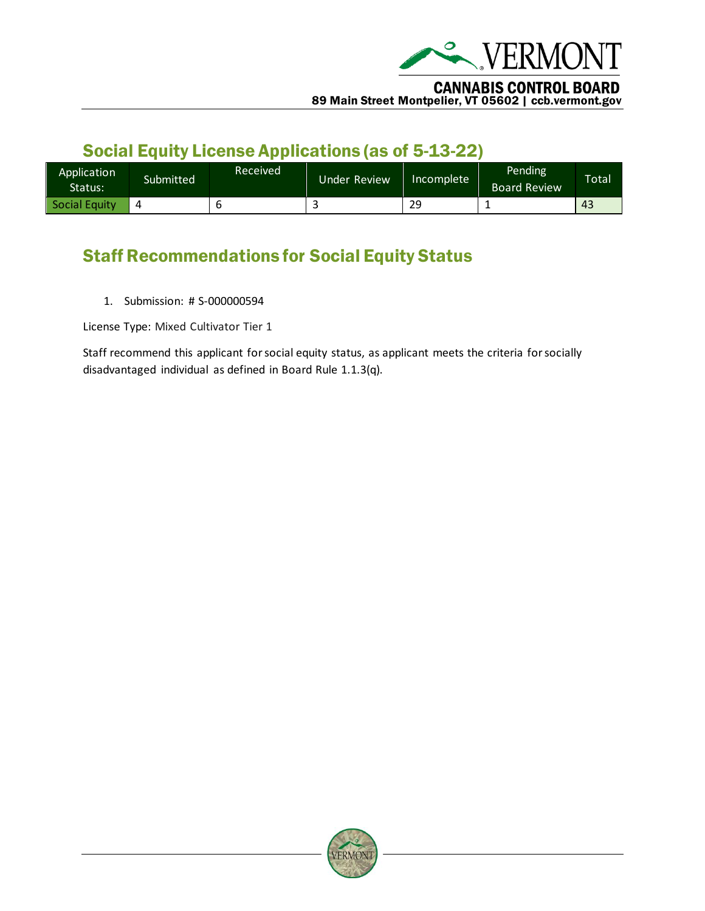## Social Equity License Applications (as of 5-13-22)

| Application Status: | Submitted | Received | Under Review | Incomplete | Pending Board Review | Total |
|---|---|---|---|---|---|---|
| Social Equity | 4 | 6 | 3 | 29 | 1 | 43 |

## Staff Recommendations for Social Equity Status

1. Submission: # S-000000594

License Type: Mixed Cultivator Tier 1

Staff recommend this applicant for social equity status, as applicant meets the criteria for socially disadvantaged individual as defined in Board Rule 1.1.3(q).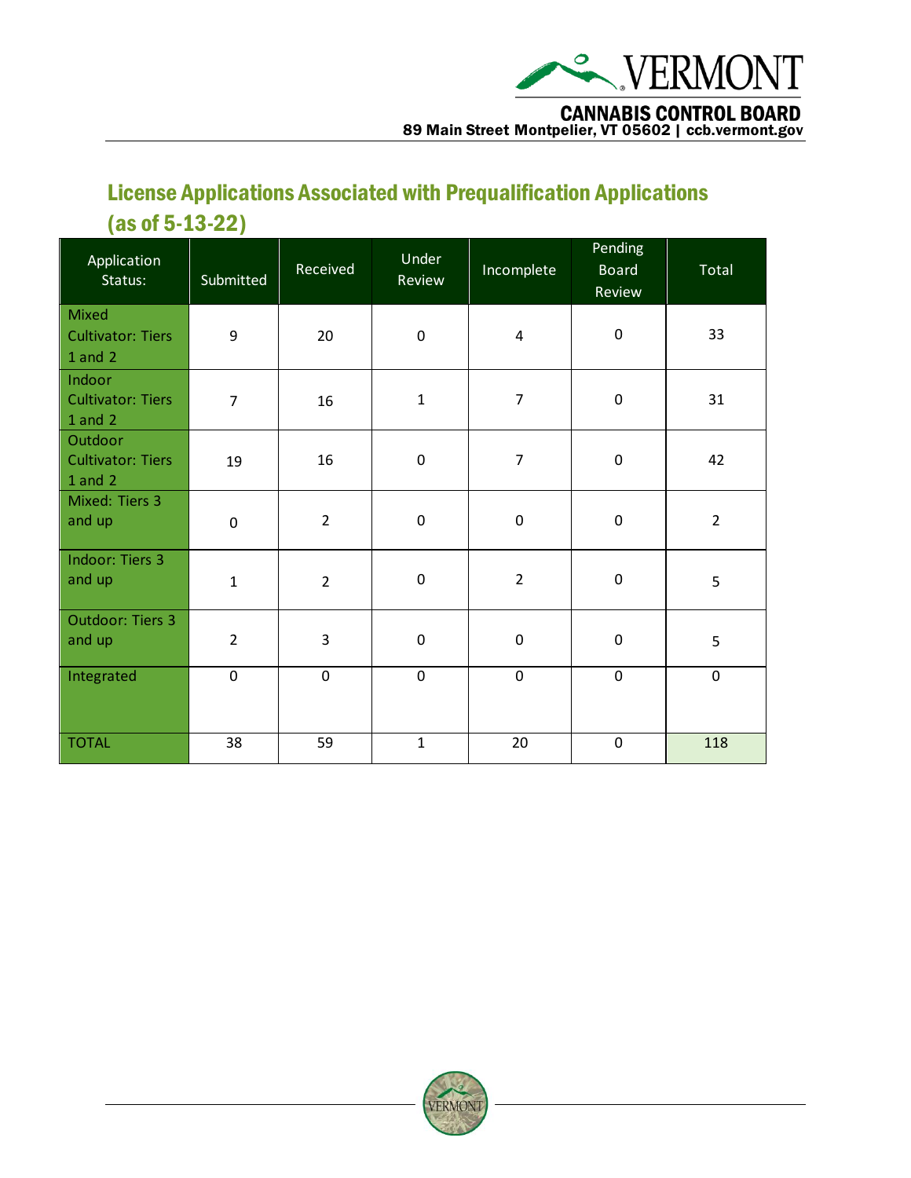## License Applications Associated with Prequalification Applications (as of 5-13-22)

| Application Status: | Submitted | Received | Under Review | Incomplete | Pending Board Review | Total |
|---|---|---|---|---|---|---|
| Mixed Cultivator: Tiers 1 and 2 | 9 | 20 | 0 | 4 | 0 | 33 |
| Indoor Cultivator: Tiers 1 and 2 | 7 | 16 | 1 | 7 | 0 | 31 |
| Outdoor Cultivator: Tiers 1 and 2 | 19 | 16 | 0 | 7 | 0 | 42 |
| Mixed: Tiers 3 and up | 0 | 2 | 0 | 0 | 0 | 2 |
| Indoor: Tiers 3 and up | 1 | 2 | 0 | 2 | 0 | 5 |
| Outdoor: Tiers 3 and up | 2 | 3 | 0 | 0 | 0 | 5 |
| Integrated | 0 | 0 | 0 | 0 | 0 | 0 |
| TOTAL | 38 | 59 | 1 | 20 | 0 | 118 |